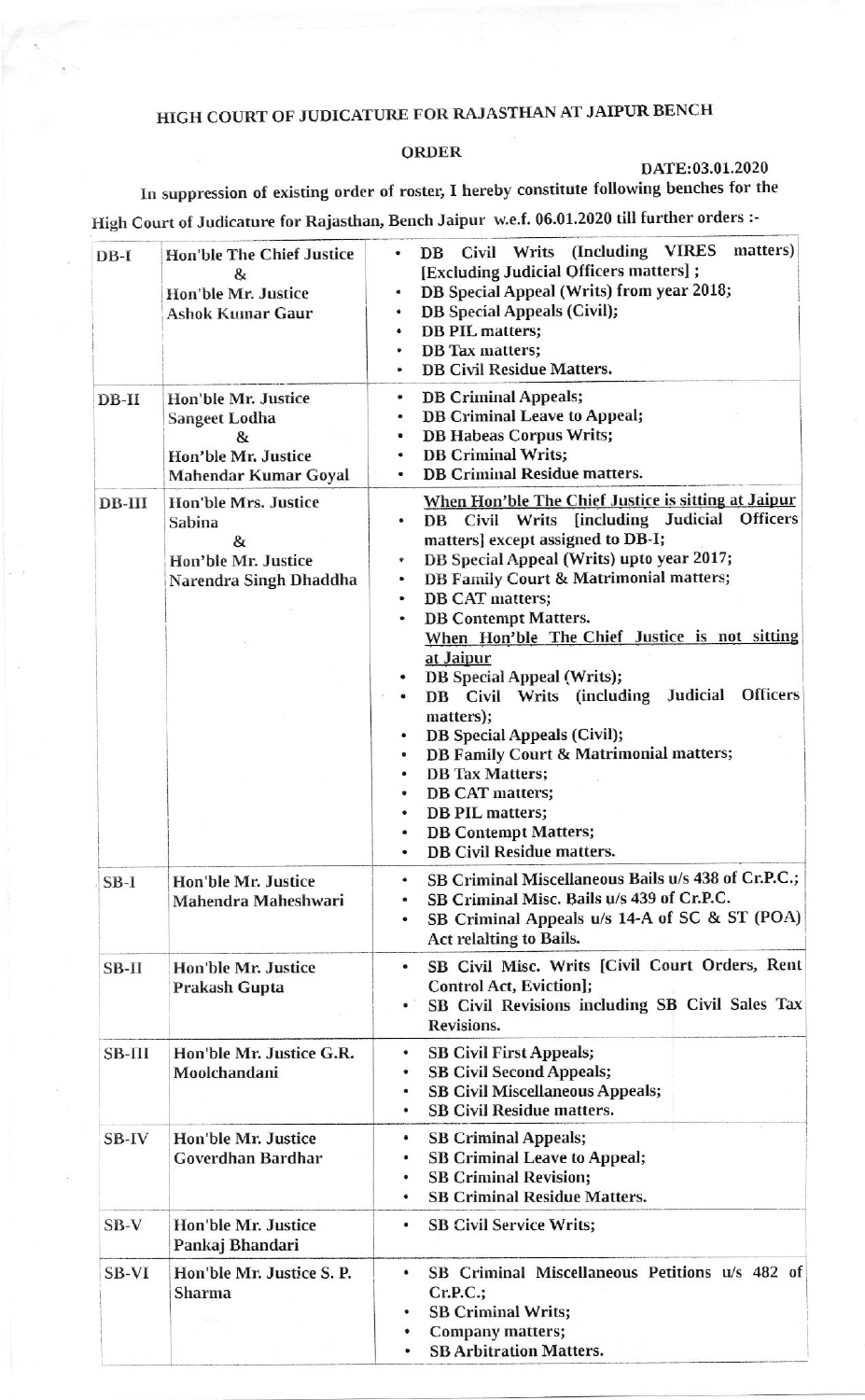# HIGH COURT OF JUDICATURE FOR RAJASTHAN AT JAIPUR BENCH

## ORDER

DATE:03.01.2020

In suppression of existing order of roster, I hereby constitute following benches for the High Court of Judicature for Rajasthan, Bench Jaipur w.e.f. 06.01.2020 till further orders :-

| | | |
|---|---|---|
| DB-I | Hon'ble The Chief Justice & Hon'ble Mr. Justice Ashok Kumar Gaur | • DB Civil Writs (Including VIRES matters) [Excluding Judicial Officers matters] ;<br>• DB Special Appeal (Writs) from year 2018;<br>• DB Special Appeals (Civil);<br>• DB PIL matters;<br>• DB Tax matters;<br>• DB Civil Residue Matters. |
| DB-II | Hon'ble Mr. Justice Sangeet Lodha & Hon'ble Mr. Justice Mahendar Kumar Goyal | • DB Criminal Appeals;<br>• DB Criminal Leave to Appeal;<br>• DB Habeas Corpus Writs;<br>• DB Criminal Writs;<br>• DB Criminal Residue matters. |
| DB-III | Hon'ble Mrs. Justice Sabina & Hon'ble Mr. Justice Narendra Singh Dhaddha | <u>When Hon'ble The Chief Justice is sitting at Jaipur</u><br>• DB Civil Writs [including Judicial Officers matters] except assigned to DB-I;<br>• DB Special Appeal (Writs) upto year 2017;<br>• DB Family Court & Matrimonial matters;<br>• DB CAT matters;<br>• DB Contempt Matters.<br><u>When Hon'ble The Chief Justice is not sitting at Jaipur</u><br>• DB Special Appeal (Writs);<br>• DB Civil Writs (including Judicial Officers matters);<br>• DB Special Appeals (Civil);<br>• DB Family Court & Matrimonial matters;<br>• DB Tax Matters;<br>• DB CAT matters;<br>• DB PIL matters;<br>• DB Contempt Matters;<br>• DB Civil Residue matters. |
| SB-I | Hon'ble Mr. Justice Mahendra Maheshwari | • SB Criminal Miscellaneous Bails u/s 438 of Cr.P.C.;<br>• SB Criminal Misc. Bails u/s 439 of Cr.P.C.<br>• SB Criminal Appeals u/s 14-A of SC & ST (POA) Act relalting to Bails. |
| SB-II | Hon'ble Mr. Justice Prakash Gupta | • SB Civil Misc. Writs [Civil Court Orders, Rent Control Act, Eviction];<br>• SB Civil Revisions including SB Civil Sales Tax Revisions. |
| SB-III | Hon'ble Mr. Justice G.R. Moolchandani | • SB Civil First Appeals;<br>• SB Civil Second Appeals;<br>• SB Civil Miscellaneous Appeals;<br>• SB Civil Residue matters. |
| SB-IV | Hon'ble Mr. Justice Goverdhan Bardhar | • SB Criminal Appeals;<br>• SB Criminal Leave to Appeal;<br>• SB Criminal Revision;<br>• SB Criminal Residue Matters. |
| SB-V | Hon'ble Mr. Justice Pankaj Bhandari | • SB Civil Service Writs; |
| SB-VI | Hon'ble Mr. Justice S. P. Sharma | • SB Criminal Miscellaneous Petitions u/s 482 of Cr.P.C.;<br>• SB Criminal Writs;<br>• Company matters;<br>• SB Arbitration Matters. |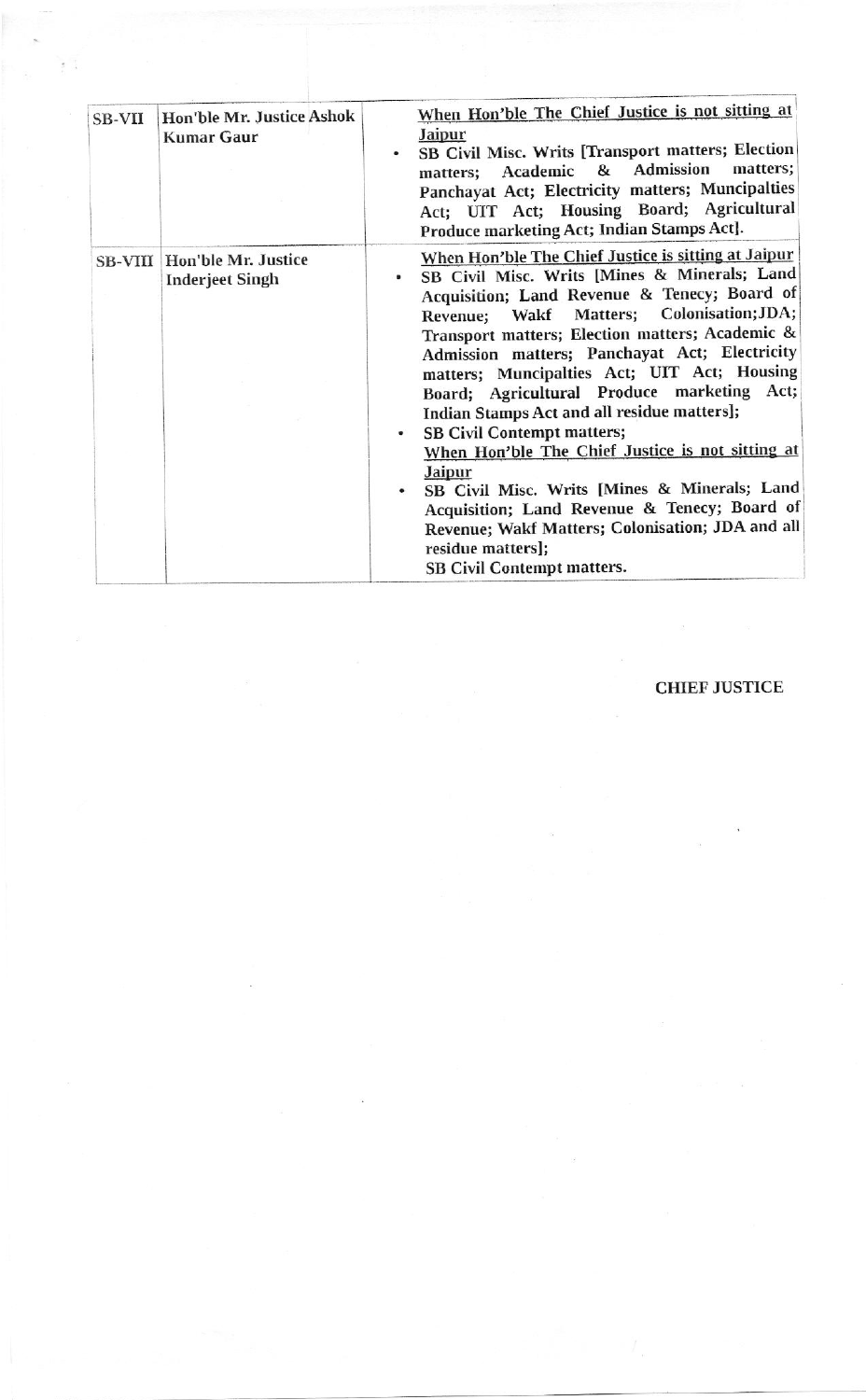| | | |
|---|---|---|
| SB-VII | Hon'ble Mr. Justice Ashok Kumar Gaur | <u>When Hon'ble The Chief Justice is not sitting at Jaipur</u><br>• SB Civil Misc. Writs [Transport matters; Election matters; Academic & Admission matters; Panchayat Act; Electricity matters; Muncipalties Act; UIT Act; Housing Board; Agricultural Produce marketing Act; Indian Stamps Act]. |
| SB-VIII | Hon'ble Mr. Justice Inderjeet Singh | <u>When Hon'ble The Chief Justice is sitting at Jaipur</u><br>• SB Civil Misc. Writs [Mines & Minerals; Land Acquisition; Land Revenue & Tenecy; Board of Revenue; Wakf Matters; Colonisation;JDA; Transport matters; Election matters; Academic & Admission matters; Panchayat Act; Electricity matters; Muncipalties Act; UIT Act; Housing Board; Agricultural Produce marketing Act; Indian Stamps Act and all residue matters];<br>• SB Civil Contempt matters;<br><u>When Hon'ble The Chief Justice is not sitting at Jaipur</u><br>• SB Civil Misc. Writs [Mines & Minerals; Land Acquisition; Land Revenue & Tenecy; Board of Revenue; Wakf Matters; Colonisation; JDA and all residue matters];<br>SB Civil Contempt matters. |

CHIEF JUSTICE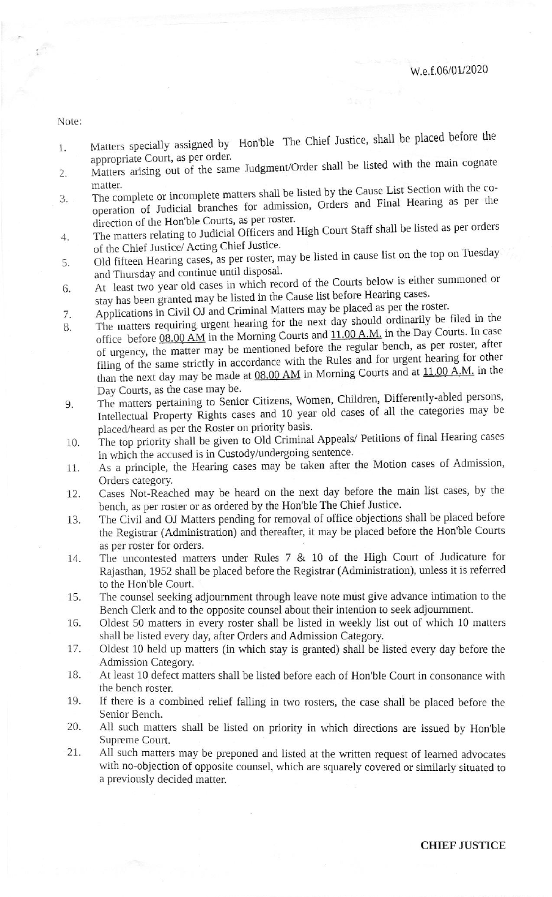W.e.f.06/01/2020

Note:

1. Matters specially assigned by Hon'ble The Chief Justice, shall be placed before the appropriate Court, as per order.
2. Matters arising out of the same Judgment/Order shall be listed with the main cognate matter.
3. The complete or incomplete matters shall be listed by the Cause List Section with the co-operation of Judicial branches for admission, Orders and Final Hearing as per the direction of the Hon'ble Courts, as per roster.
4. The matters relating to Judicial Officers and High Court Staff shall be listed as per orders of the Chief Justice/ Acting Chief Justice.
5. Old fifteen Hearing cases, as per roster, may be listed in cause list on the top on Tuesday and Thursday and continue until disposal.
6. At least two year old cases in which record of the Courts below is either summoned or stay has been granted may be listed in the Cause list before Hearing cases.
7. Applications in Civil OJ and Criminal Matters may be placed as per the roster.
8. The matters requiring urgent hearing for the next day should ordinarily be filed in the office before 08.00 AM in the Morning Courts and 11.00 A.M. in the Day Courts. In case of urgency, the matter may be mentioned before the regular bench, as per roster, after filing of the same strictly in accordance with the Rules and for urgent hearing for other than the next day may be made at 08.00 AM in Morning Courts and at 11.00 A.M. in the Day Courts, as the case may be.
9. The matters pertaining to Senior Citizens, Women, Children, Differently-abled persons, Intellectual Property Rights cases and 10 year old cases of all the categories may be placed/heard as per the Roster on priority basis.
10. The top priority shall be given to Old Criminal Appeals/ Petitions of final Hearing cases in which the accused is in Custody/undergoing sentence.
11. As a principle, the Hearing cases may be taken after the Motion cases of Admission, Orders category.
12. Cases Not-Reached may be heard on the next day before the main list cases, by the bench, as per roster or as ordered by the Hon'ble The Chief Justice.
13. The Civil and OJ Matters pending for removal of office objections shall be placed before the Registrar (Administration) and thereafter, it may be placed before the Hon'ble Courts as per roster for orders.
14. The uncontested matters under Rules 7 & 10 of the High Court of Judicature for Rajasthan, 1952 shall be placed before the Registrar (Administration), unless it is referred to the Hon'ble Court.
15. The counsel seeking adjournment through leave note must give advance intimation to the Bench Clerk and to the opposite counsel about their intention to seek adjournment.
16. Oldest 50 matters in every roster shall be listed in weekly list out of which 10 matters shall be listed every day, after Orders and Admission Category.
17. Oldest 10 held up matters (in which stay is granted) shall be listed every day before the Admission Category.
18. At least 10 defect matters shall be listed before each of Hon'ble Court in consonance with the bench roster.
19. If there is a combined relief falling in two rosters, the case shall be placed before the Senior Bench.
20. All such matters shall be listed on priority in which directions are issued by Hon'ble Supreme Court.
21. All such matters may be preponed and listed at the written request of learned advocates with no-objection of opposite counsel, which are squarely covered or similarly situated to a previously decided matter.

**CHIEF JUSTICE**